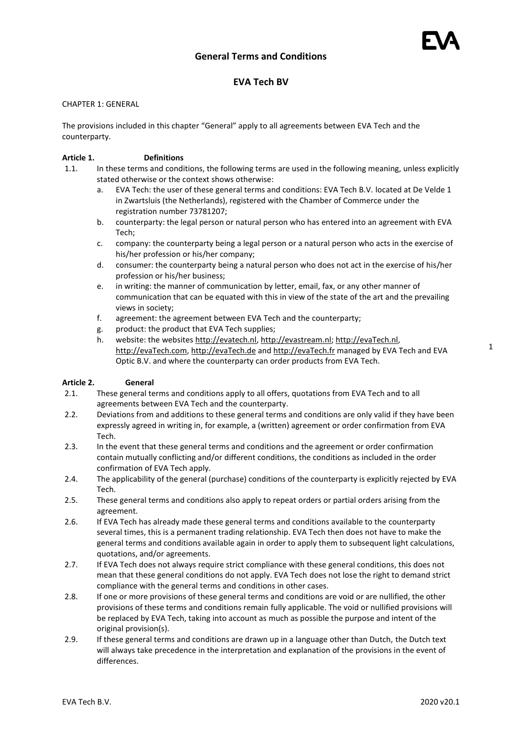# General Terms and Conditions

## EVA Tech BV

CHAPTER 1: GENERAL

The provisions included in this chapter “General” apply to all agreements between EVA Tech and the counterparty.

**Article 1. Definitions**

1.1. In these terms and conditions, the following terms are used in the following meaning, unless explicitly stated otherwise or the context shows otherwise:

a. EVA Tech: the user of these general terms and conditions: EVA Tech B.V. located at De Velde 1 in Zwartsluis (the Netherlands), registered with the Chamber of Commerce under the registration number 73781207;

b. counterparty: the legal person or natural person who has entered into an agreement with EVA Tech;

c. company: the counterparty being a legal person or a natural person who acts in the exercise of his/her profession or his/her company;

d. consumer: the counterparty being a natural person who does not act in the exercise of his/her profession or his/her business;

e. in writing: the manner of communication by letter, email, fax, or any other manner of communication that can be equated with this in view of the state of the art and the prevailing views in society;

f. agreement: the agreement between EVA Tech and the counterparty;

g. product: the product that EVA Tech supplies;

h. website: the websites http://evatech.nl, http://evastream.nl; http://evaTech.nl, http://evaTech.com, http://evaTech.de and http://evaTech.fr managed by EVA Tech and EVA Optic B.V. and where the counterparty can order products from EVA Tech.

**Article 2. General**

2.1. These general terms and conditions apply to all offers, quotations from EVA Tech and to all agreements between EVA Tech and the counterparty.

2.2. Deviations from and additions to these general terms and conditions are only valid if they have been expressly agreed in writing in, for example, a (written) agreement or order confirmation from EVA Tech.

2.3. In the event that these general terms and conditions and the agreement or order confirmation contain mutually conflicting and/or different conditions, the conditions as included in the order confirmation of EVA Tech apply.

2.4. The applicability of the general (purchase) conditions of the counterparty is explicitly rejected by EVA Tech.

2.5. These general terms and conditions also apply to repeat orders or partial orders arising from the agreement.

2.6. If EVA Tech has already made these general terms and conditions available to the counterparty several times, this is a permanent trading relationship. EVA Tech then does not have to make the general terms and conditions available again in order to apply them to subsequent light calculations, quotations, and/or agreements.

2.7. If EVA Tech does not always require strict compliance with these general conditions, this does not mean that these general conditions do not apply. EVA Tech does not lose the right to demand strict compliance with the general terms and conditions in other cases.

2.8. If one or more provisions of these general terms and conditions are void or are nullified, the other provisions of these terms and conditions remain fully applicable. The void or nullified provisions will be replaced by EVA Tech, taking into account as much as possible the purpose and intent of the original provision(s).

2.9. If these general terms and conditions are drawn up in a language other than Dutch, the Dutch text will always take precedence in the interpretation and explanation of the provisions in the event of differences.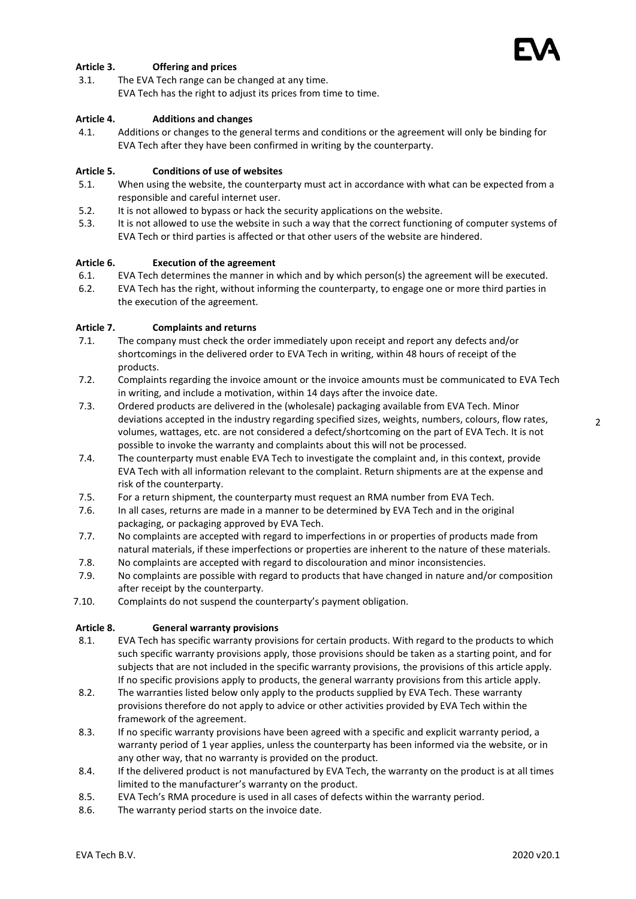## Article 3. Offering and prices

3.1. The EVA Tech range can be changed at any time.
EVA Tech has the right to adjust its prices from time to time.

## Article 4. Additions and changes

4.1. Additions or changes to the general terms and conditions or the agreement will only be binding for EVA Tech after they have been confirmed in writing by the counterparty.

## Article 5. Conditions of use of websites

5.1. When using the website, the counterparty must act in accordance with what can be expected from a responsible and careful internet user.

5.2. It is not allowed to bypass or hack the security applications on the website.

5.3. It is not allowed to use the website in such a way that the correct functioning of computer systems of EVA Tech or third parties is affected or that other users of the website are hindered.

## Article 6. Execution of the agreement

6.1. EVA Tech determines the manner in which and by which person(s) the agreement will be executed.

6.2. EVA Tech has the right, without informing the counterparty, to engage one or more third parties in the execution of the agreement.

## Article 7. Complaints and returns

7.1. The company must check the order immediately upon receipt and report any defects and/or shortcomings in the delivered order to EVA Tech in writing, within 48 hours of receipt of the products.

7.2. Complaints regarding the invoice amount or the invoice amounts must be communicated to EVA Tech in writing, and include a motivation, within 14 days after the invoice date.

7.3. Ordered products are delivered in the (wholesale) packaging available from EVA Tech. Minor deviations accepted in the industry regarding specified sizes, weights, numbers, colours, flow rates, volumes, wattages, etc. are not considered a defect/shortcoming on the part of EVA Tech. It is not possible to invoke the warranty and complaints about this will not be processed.

7.4. The counterparty must enable EVA Tech to investigate the complaint and, in this context, provide EVA Tech with all information relevant to the complaint. Return shipments are at the expense and risk of the counterparty.

7.5. For a return shipment, the counterparty must request an RMA number from EVA Tech.

7.6. In all cases, returns are made in a manner to be determined by EVA Tech and in the original packaging, or packaging approved by EVA Tech.

7.7. No complaints are accepted with regard to imperfections in or properties of products made from natural materials, if these imperfections or properties are inherent to the nature of these materials.

7.8. No complaints are accepted with regard to discolouration and minor inconsistencies.

7.9. No complaints are possible with regard to products that have changed in nature and/or composition after receipt by the counterparty.

7.10. Complaints do not suspend the counterparty's payment obligation.

## Article 8. General warranty provisions

8.1. EVA Tech has specific warranty provisions for certain products. With regard to the products to which such specific warranty provisions apply, those provisions should be taken as a starting point, and for subjects that are not included in the specific warranty provisions, the provisions of this article apply. If no specific provisions apply to products, the general warranty provisions from this article apply.

8.2. The warranties listed below only apply to the products supplied by EVA Tech. These warranty provisions therefore do not apply to advice or other activities provided by EVA Tech within the framework of the agreement.

8.3. If no specific warranty provisions have been agreed with a specific and explicit warranty period, a warranty period of 1 year applies, unless the counterparty has been informed via the website, or in any other way, that no warranty is provided on the product.

8.4. If the delivered product is not manufactured by EVA Tech, the warranty on the product is at all times limited to the manufacturer's warranty on the product.

8.5. EVA Tech's RMA procedure is used in all cases of defects within the warranty period.

8.6. The warranty period starts on the invoice date.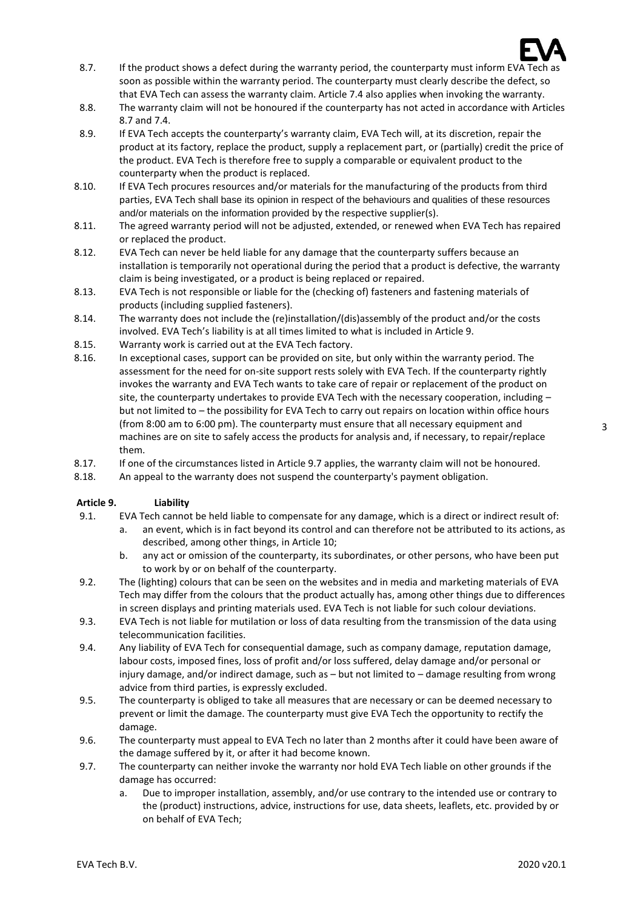8.7. If the product shows a defect during the warranty period, the counterparty must inform EVA Tech as soon as possible within the warranty period. The counterparty must clearly describe the defect, so that EVA Tech can assess the warranty claim. Article 7.4 also applies when invoking the warranty.

8.8. The warranty claim will not be honoured if the counterparty has not acted in accordance with Articles 8.7 and 7.4.

8.9. If EVA Tech accepts the counterparty's warranty claim, EVA Tech will, at its discretion, repair the product at its factory, replace the product, supply a replacement part, or (partially) credit the price of the product. EVA Tech is therefore free to supply a comparable or equivalent product to the counterparty when the product is replaced.

8.10. If EVA Tech procures resources and/or materials for the manufacturing of the products from third parties, EVA Tech shall base its opinion in respect of the behaviours and qualities of these resources and/or materials on the information provided by the respective supplier(s).

8.11. The agreed warranty period will not be adjusted, extended, or renewed when EVA Tech has repaired or replaced the product.

8.12. EVA Tech can never be held liable for any damage that the counterparty suffers because an installation is temporarily not operational during the period that a product is defective, the warranty claim is being investigated, or a product is being replaced or repaired.

8.13. EVA Tech is not responsible or liable for the (checking of) fasteners and fastening materials of products (including supplied fasteners).

8.14. The warranty does not include the (re)installation/(dis)assembly of the product and/or the costs involved. EVA Tech's liability is at all times limited to what is included in Article 9.

8.15. Warranty work is carried out at the EVA Tech factory.

8.16. In exceptional cases, support can be provided on site, but only within the warranty period. The assessment for the need for on-site support rests solely with EVA Tech. If the counterparty rightly invokes the warranty and EVA Tech wants to take care of repair or replacement of the product on site, the counterparty undertakes to provide EVA Tech with the necessary cooperation, including – but not limited to – the possibility for EVA Tech to carry out repairs on location within office hours (from 8:00 am to 6:00 pm). The counterparty must ensure that all necessary equipment and machines are on site to safely access the products for analysis and, if necessary, to repair/replace them.

8.17. If one of the circumstances listed in Article 9.7 applies, the warranty claim will not be honoured.

8.18. An appeal to the warranty does not suspend the counterparty's payment obligation.

**Article 9. Liability**

9.1. EVA Tech cannot be held liable to compensate for any damage, which is a direct or indirect result of:

a. an event, which is in fact beyond its control and can therefore not be attributed to its actions, as described, among other things, in Article 10;

b. any act or omission of the counterparty, its subordinates, or other persons, who have been put to work by or on behalf of the counterparty.

9.2. The (lighting) colours that can be seen on the websites and in media and marketing materials of EVA Tech may differ from the colours that the product actually has, among other things due to differences in screen displays and printing materials used. EVA Tech is not liable for such colour deviations.

9.3. EVA Tech is not liable for mutilation or loss of data resulting from the transmission of the data using telecommunication facilities.

9.4. Any liability of EVA Tech for consequential damage, such as company damage, reputation damage, labour costs, imposed fines, loss of profit and/or loss suffered, delay damage and/or personal or injury damage, and/or indirect damage, such as – but not limited to – damage resulting from wrong advice from third parties, is expressly excluded.

9.5. The counterparty is obliged to take all measures that are necessary or can be deemed necessary to prevent or limit the damage. The counterparty must give EVA Tech the opportunity to rectify the damage.

9.6. The counterparty must appeal to EVA Tech no later than 2 months after it could have been aware of the damage suffered by it, or after it had become known.

9.7. The counterparty can neither invoke the warranty nor hold EVA Tech liable on other grounds if the damage has occurred:

a. Due to improper installation, assembly, and/or use contrary to the intended use or contrary to the (product) instructions, advice, instructions for use, data sheets, leaflets, etc. provided by or on behalf of EVA Tech;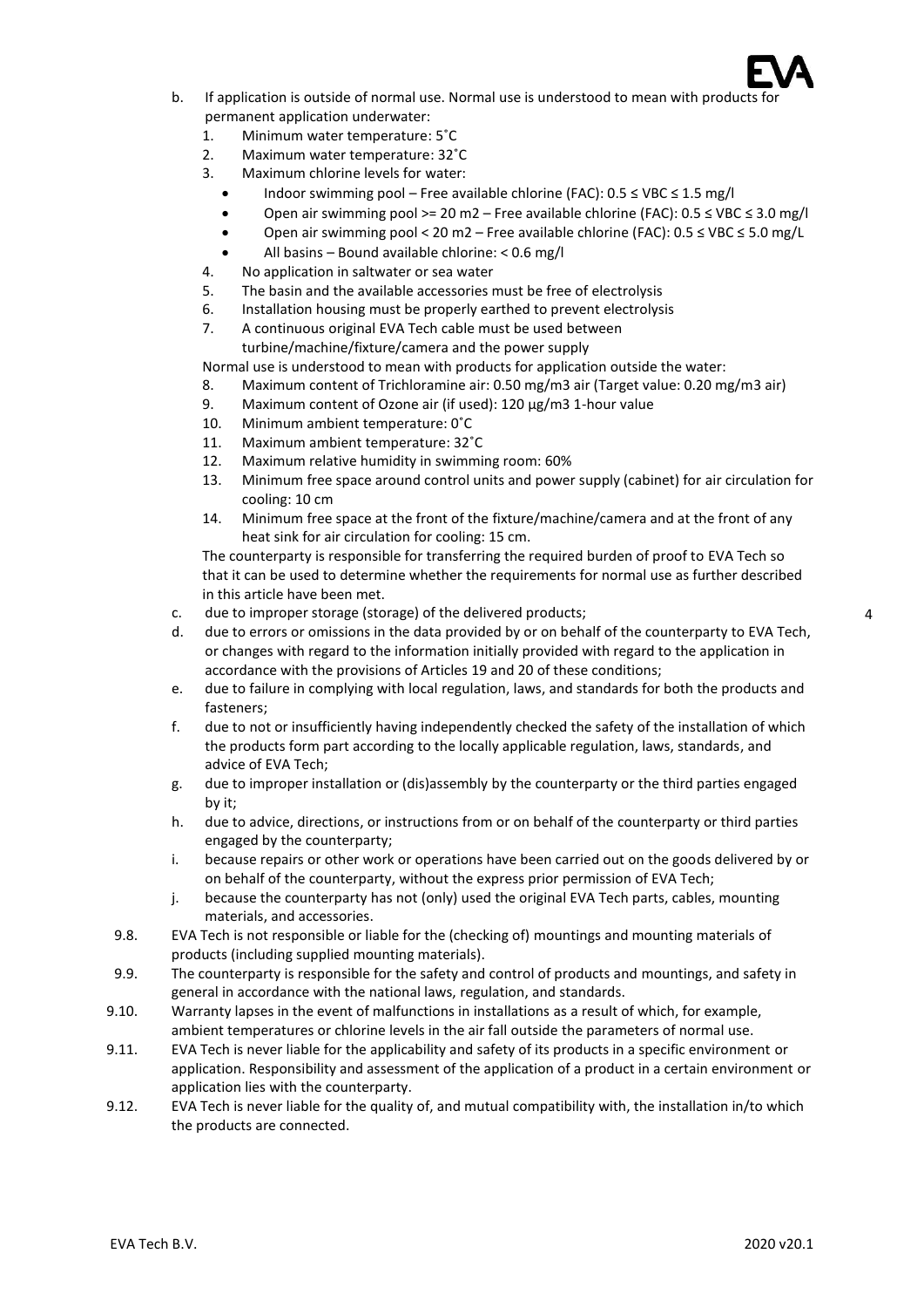b. If application is outside of normal use. Normal use is understood to mean with products for permanent application underwater:
   1. Minimum water temperature: 5˚C
   2. Maximum water temperature: 32˚C
   3. Maximum chlorine levels for water:
      - Indoor swimming pool – Free available chlorine (FAC): 0.5 ≤ VBC ≤ 1.5 mg/l
      - Open air swimming pool >= 20 m2 – Free available chlorine (FAC): 0.5 ≤ VBC ≤ 3.0 mg/l
      - Open air swimming pool < 20 m2 – Free available chlorine (FAC): 0.5 ≤ VBC ≤ 5.0 mg/L
      - All basins – Bound available chlorine: < 0.6 mg/l
   4. No application in saltwater or sea water
   5. The basin and the available accessories must be free of electrolysis
   6. Installation housing must be properly earthed to prevent electrolysis
   7. A continuous original EVA Tech cable must be used between turbine/machine/fixture/camera and the power supply

   Normal use is understood to mean with products for application outside the water:

   8. Maximum content of Trichloramine air: 0.50 mg/m3 air (Target value: 0.20 mg/m3 air)
   9. Maximum content of Ozone air (if used): 120 µg/m3 1-hour value
   10. Minimum ambient temperature: 0˚C
   11. Maximum ambient temperature: 32˚C
   12. Maximum relative humidity in swimming room: 60%
   13. Minimum free space around control units and power supply (cabinet) for air circulation for cooling: 10 cm
   14. Minimum free space at the front of the fixture/machine/camera and at the front of any heat sink for air circulation for cooling: 15 cm.

   The counterparty is responsible for transferring the required burden of proof to EVA Tech so that it can be used to determine whether the requirements for normal use as further described in this article have been met.

c. due to improper storage (storage) of the delivered products;
d. due to errors or omissions in the data provided by or on behalf of the counterparty to EVA Tech, or changes with regard to the information initially provided with regard to the application in accordance with the provisions of Articles 19 and 20 of these conditions;
e. due to failure in complying with local regulation, laws, and standards for both the products and fasteners;
f. due to not or insufficiently having independently checked the safety of the installation of which the products form part according to the locally applicable regulation, laws, standards, and advice of EVA Tech;
g. due to improper installation or (dis)assembly by the counterparty or the third parties engaged by it;
h. due to advice, directions, or instructions from or on behalf of the counterparty or third parties engaged by the counterparty;
i. because repairs or other work or operations have been carried out on the goods delivered by or on behalf of the counterparty, without the express prior permission of EVA Tech;
j. because the counterparty has not (only) used the original EVA Tech parts, cables, mounting materials, and accessories.

9.8. EVA Tech is not responsible or liable for the (checking of) mountings and mounting materials of products (including supplied mounting materials).

9.9. The counterparty is responsible for the safety and control of products and mountings, and safety in general in accordance with the national laws, regulation, and standards.

9.10. Warranty lapses in the event of malfunctions in installations as a result of which, for example, ambient temperatures or chlorine levels in the air fall outside the parameters of normal use.

9.11. EVA Tech is never liable for the applicability and safety of its products in a specific environment or application. Responsibility and assessment of the application of a product in a certain environment or application lies with the counterparty.

9.12. EVA Tech is never liable for the quality of, and mutual compatibility with, the installation in/to which the products are connected.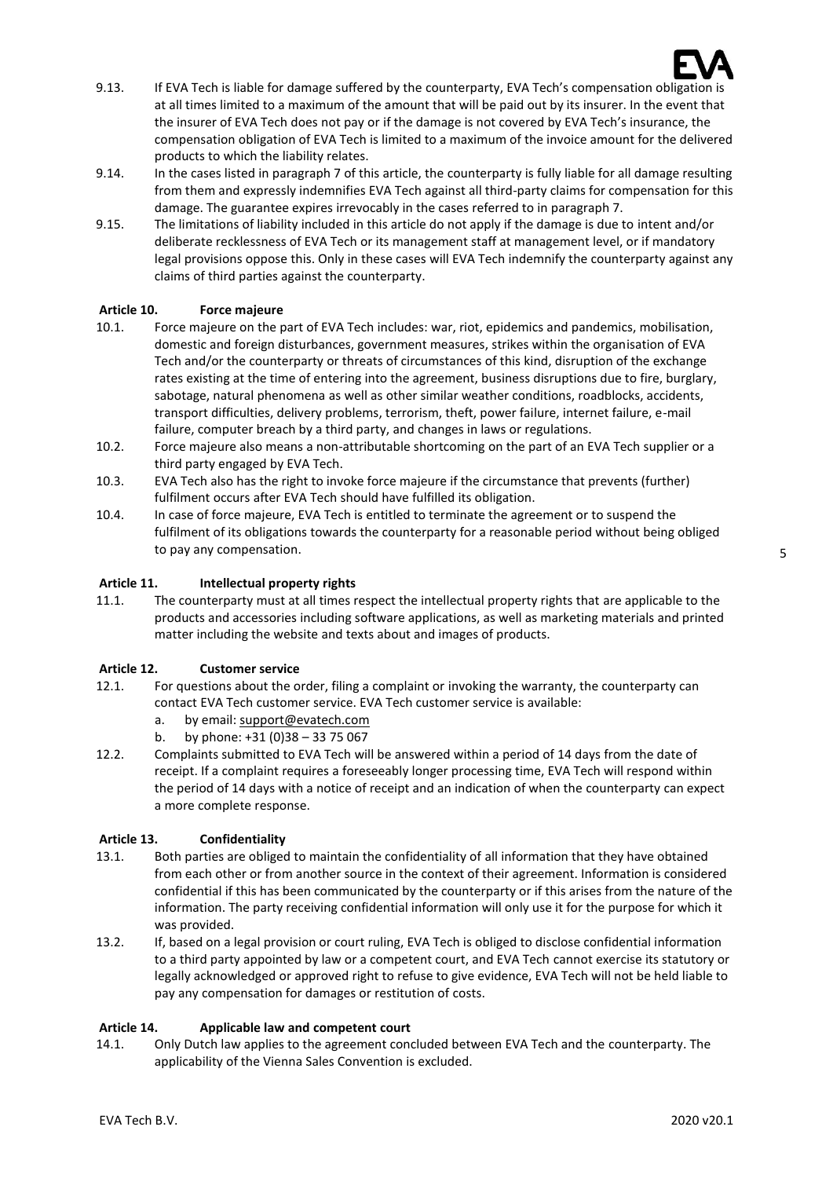9.13. If EVA Tech is liable for damage suffered by the counterparty, EVA Tech's compensation obligation is at all times limited to a maximum of the amount that will be paid out by its insurer. In the event that the insurer of EVA Tech does not pay or if the damage is not covered by EVA Tech's insurance, the compensation obligation of EVA Tech is limited to a maximum of the invoice amount for the delivered products to which the liability relates.

9.14. In the cases listed in paragraph 7 of this article, the counterparty is fully liable for all damage resulting from them and expressly indemnifies EVA Tech against all third-party claims for compensation for this damage. The guarantee expires irrevocably in the cases referred to in paragraph 7.

9.15. The limitations of liability included in this article do not apply if the damage is due to intent and/or deliberate recklessness of EVA Tech or its management staff at management level, or if mandatory legal provisions oppose this. Only in these cases will EVA Tech indemnify the counterparty against any claims of third parties against the counterparty.

## Article 10. Force majeure

10.1. Force majeure on the part of EVA Tech includes: war, riot, epidemics and pandemics, mobilisation, domestic and foreign disturbances, government measures, strikes within the organisation of EVA Tech and/or the counterparty or threats of circumstances of this kind, disruption of the exchange rates existing at the time of entering into the agreement, business disruptions due to fire, burglary, sabotage, natural phenomena as well as other similar weather conditions, roadblocks, accidents, transport difficulties, delivery problems, terrorism, theft, power failure, internet failure, e-mail failure, computer breach by a third party, and changes in laws or regulations.

10.2. Force majeure also means a non-attributable shortcoming on the part of an EVA Tech supplier or a third party engaged by EVA Tech.

10.3. EVA Tech also has the right to invoke force majeure if the circumstance that prevents (further) fulfilment occurs after EVA Tech should have fulfilled its obligation.

10.4. In case of force majeure, EVA Tech is entitled to terminate the agreement or to suspend the fulfilment of its obligations towards the counterparty for a reasonable period without being obliged to pay any compensation.

## Article 11. Intellectual property rights

11.1. The counterparty must at all times respect the intellectual property rights that are applicable to the products and accessories including software applications, as well as marketing materials and printed matter including the website and texts about and images of products.

## Article 12. Customer service

12.1. For questions about the order, filing a complaint or invoking the warranty, the counterparty can contact EVA Tech customer service. EVA Tech customer service is available:

a. by email: support@evatech.com
b. by phone: +31 (0)38 – 33 75 067

12.2. Complaints submitted to EVA Tech will be answered within a period of 14 days from the date of receipt. If a complaint requires a foreseeably longer processing time, EVA Tech will respond within the period of 14 days with a notice of receipt and an indication of when the counterparty can expect a more complete response.

## Article 13. Confidentiality

13.1. Both parties are obliged to maintain the confidentiality of all information that they have obtained from each other or from another source in the context of their agreement. Information is considered confidential if this has been communicated by the counterparty or if this arises from the nature of the information. The party receiving confidential information will only use it for the purpose for which it was provided.

13.2. If, based on a legal provision or court ruling, EVA Tech is obliged to disclose confidential information to a third party appointed by law or a competent court, and EVA Tech cannot exercise its statutory or legally acknowledged or approved right to refuse to give evidence, EVA Tech will not be held liable to pay any compensation for damages or restitution of costs.

## Article 14. Applicable law and competent court

14.1. Only Dutch law applies to the agreement concluded between EVA Tech and the counterparty. The applicability of the Vienna Sales Convention is excluded.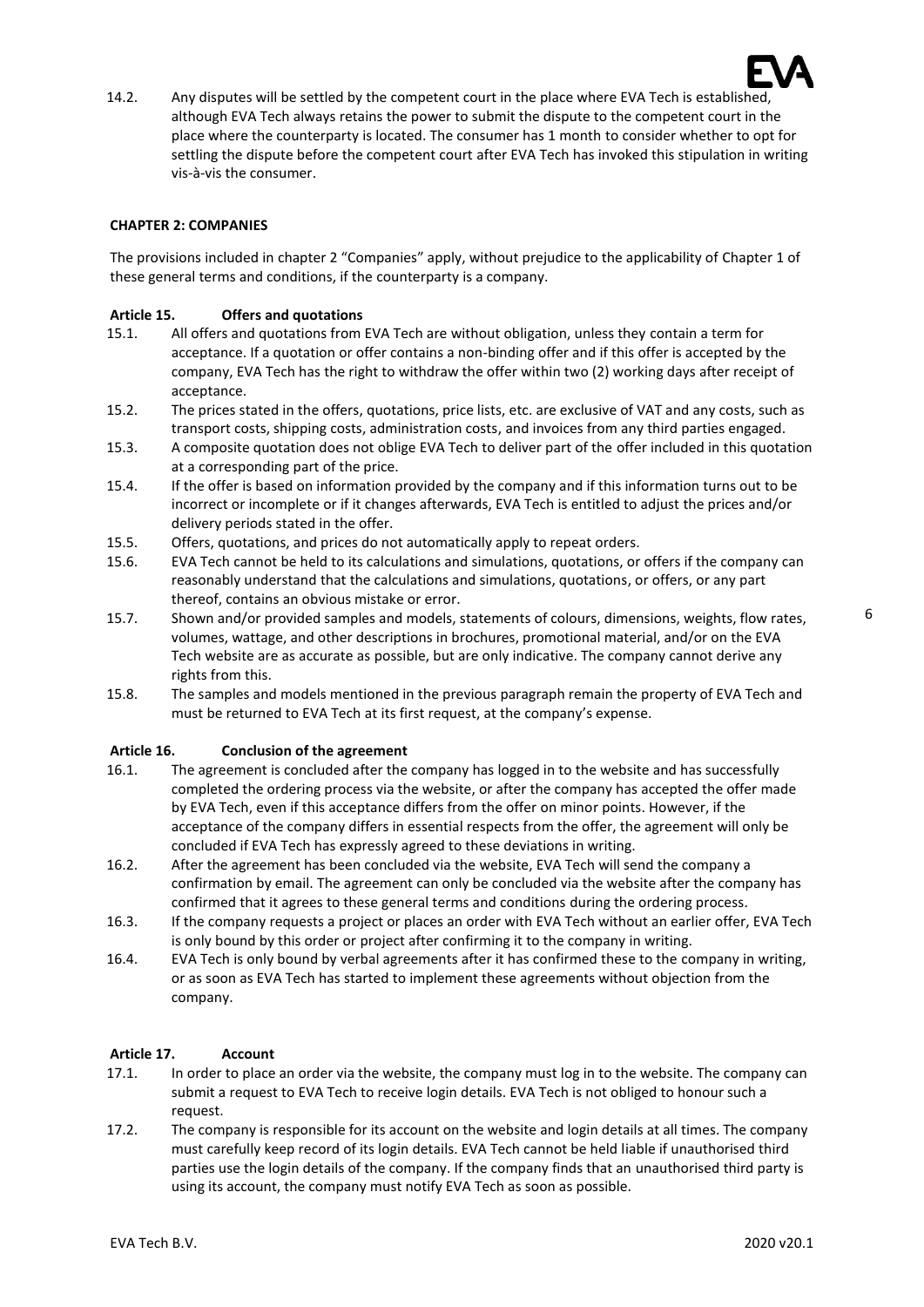14.2. Any disputes will be settled by the competent court in the place where EVA Tech is established, although EVA Tech always retains the power to submit the dispute to the competent court in the place where the counterparty is located. The consumer has 1 month to consider whether to opt for settling the dispute before the competent court after EVA Tech has invoked this stipulation in writing vis-à-vis the consumer.

## CHAPTER 2: COMPANIES

The provisions included in chapter 2 "Companies" apply, without prejudice to the applicability of Chapter 1 of these general terms and conditions, if the counterparty is a company.

### Article 15. Offers and quotations

15.1. All offers and quotations from EVA Tech are without obligation, unless they contain a term for acceptance. If a quotation or offer contains a non-binding offer and if this offer is accepted by the company, EVA Tech has the right to withdraw the offer within two (2) working days after receipt of acceptance.

15.2. The prices stated in the offers, quotations, price lists, etc. are exclusive of VAT and any costs, such as transport costs, shipping costs, administration costs, and invoices from any third parties engaged.

15.3. A composite quotation does not oblige EVA Tech to deliver part of the offer included in this quotation at a corresponding part of the price.

15.4. If the offer is based on information provided by the company and if this information turns out to be incorrect or incomplete or if it changes afterwards, EVA Tech is entitled to adjust the prices and/or delivery periods stated in the offer.

15.5. Offers, quotations, and prices do not automatically apply to repeat orders.

15.6. EVA Tech cannot be held to its calculations and simulations, quotations, or offers if the company can reasonably understand that the calculations and simulations, quotations, or offers, or any part thereof, contains an obvious mistake or error.

15.7. Shown and/or provided samples and models, statements of colours, dimensions, weights, flow rates, volumes, wattage, and other descriptions in brochures, promotional material, and/or on the EVA Tech website are as accurate as possible, but are only indicative. The company cannot derive any rights from this.

15.8. The samples and models mentioned in the previous paragraph remain the property of EVA Tech and must be returned to EVA Tech at its first request, at the company's expense.

### Article 16. Conclusion of the agreement

16.1. The agreement is concluded after the company has logged in to the website and has successfully completed the ordering process via the website, or after the company has accepted the offer made by EVA Tech, even if this acceptance differs from the offer on minor points. However, if the acceptance of the company differs in essential respects from the offer, the agreement will only be concluded if EVA Tech has expressly agreed to these deviations in writing.

16.2. After the agreement has been concluded via the website, EVA Tech will send the company a confirmation by email. The agreement can only be concluded via the website after the company has confirmed that it agrees to these general terms and conditions during the ordering process.

16.3. If the company requests a project or places an order with EVA Tech without an earlier offer, EVA Tech is only bound by this order or project after confirming it to the company in writing.

16.4. EVA Tech is only bound by verbal agreements after it has confirmed these to the company in writing, or as soon as EVA Tech has started to implement these agreements without objection from the company.

### Article 17. Account

17.1. In order to place an order via the website, the company must log in to the website. The company can submit a request to EVA Tech to receive login details. EVA Tech is not obliged to honour such a request.

17.2. The company is responsible for its account on the website and login details at all times. The company must carefully keep record of its login details. EVA Tech cannot be held liable if unauthorised third parties use the login details of the company. If the company finds that an unauthorised third party is using its account, the company must notify EVA Tech as soon as possible.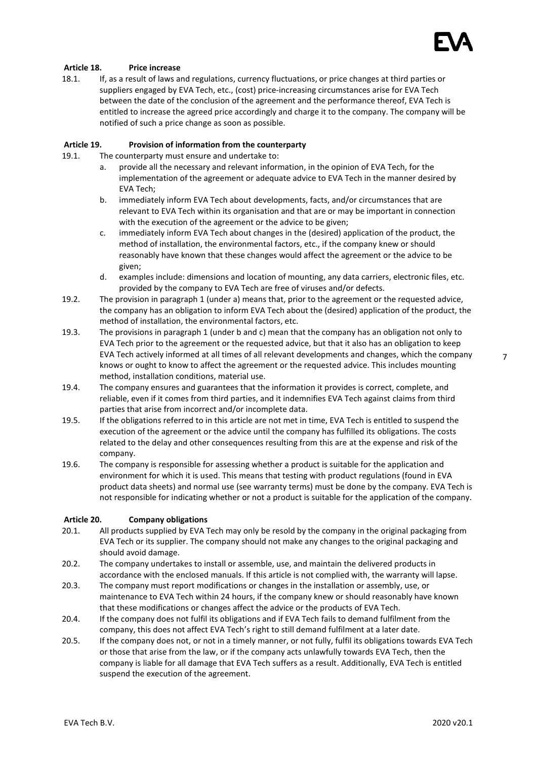### Article 18. Price increase

18.1. If, as a result of laws and regulations, currency fluctuations, or price changes at third parties or suppliers engaged by EVA Tech, etc., (cost) price-increasing circumstances arise for EVA Tech between the date of the conclusion of the agreement and the performance thereof, EVA Tech is entitled to increase the agreed price accordingly and charge it to the company. The company will be notified of such a price change as soon as possible.

### Article 19. Provision of information from the counterparty

19.1. The counterparty must ensure and undertake to:

a. provide all the necessary and relevant information, in the opinion of EVA Tech, for the implementation of the agreement or adequate advice to EVA Tech in the manner desired by EVA Tech;

b. immediately inform EVA Tech about developments, facts, and/or circumstances that are relevant to EVA Tech within its organisation and that are or may be important in connection with the execution of the agreement or the advice to be given;

c. immediately inform EVA Tech about changes in the (desired) application of the product, the method of installation, the environmental factors, etc., if the company knew or should reasonably have known that these changes would affect the agreement or the advice to be given;

d. examples include: dimensions and location of mounting, any data carriers, electronic files, etc. provided by the company to EVA Tech are free of viruses and/or defects.

19.2. The provision in paragraph 1 (under a) means that, prior to the agreement or the requested advice, the company has an obligation to inform EVA Tech about the (desired) application of the product, the method of installation, the environmental factors, etc.

19.3. The provisions in paragraph 1 (under b and c) mean that the company has an obligation not only to EVA Tech prior to the agreement or the requested advice, but that it also has an obligation to keep EVA Tech actively informed at all times of all relevant developments and changes, which the company knows or ought to know to affect the agreement or the requested advice. This includes mounting method, installation conditions, material use.

19.4. The company ensures and guarantees that the information it provides is correct, complete, and reliable, even if it comes from third parties, and it indemnifies EVA Tech against claims from third parties that arise from incorrect and/or incomplete data.

19.5. If the obligations referred to in this article are not met in time, EVA Tech is entitled to suspend the execution of the agreement or the advice until the company has fulfilled its obligations. The costs related to the delay and other consequences resulting from this are at the expense and risk of the company.

19.6. The company is responsible for assessing whether a product is suitable for the application and environment for which it is used. This means that testing with product regulations (found in EVA product data sheets) and normal use (see warranty terms) must be done by the company. EVA Tech is not responsible for indicating whether or not a product is suitable for the application of the company.

### Article 20. Company obligations

20.1. All products supplied by EVA Tech may only be resold by the company in the original packaging from EVA Tech or its supplier. The company should not make any changes to the original packaging and should avoid damage.

20.2. The company undertakes to install or assemble, use, and maintain the delivered products in accordance with the enclosed manuals. If this article is not complied with, the warranty will lapse.

20.3. The company must report modifications or changes in the installation or assembly, use, or maintenance to EVA Tech within 24 hours, if the company knew or should reasonably have known that these modifications or changes affect the advice or the products of EVA Tech.

20.4. If the company does not fulfil its obligations and if EVA Tech fails to demand fulfilment from the company, this does not affect EVA Tech's right to still demand fulfilment at a later date.

20.5. If the company does not, or not in a timely manner, or not fully, fulfil its obligations towards EVA Tech or those that arise from the law, or if the company acts unlawfully towards EVA Tech, then the company is liable for all damage that EVA Tech suffers as a result. Additionally, EVA Tech is entitled suspend the execution of the agreement.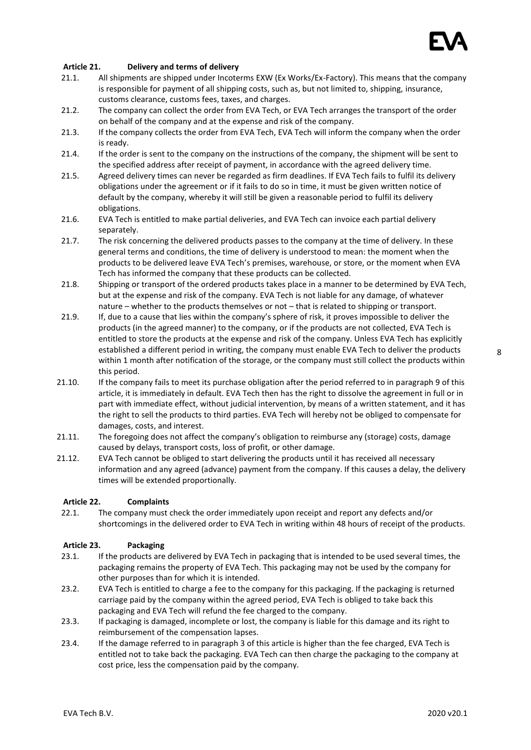**Article 21. Delivery and terms of delivery**

21.1. All shipments are shipped under Incoterms EXW (Ex Works/Ex-Factory). This means that the company is responsible for payment of all shipping costs, such as, but not limited to, shipping, insurance, customs clearance, customs fees, taxes, and charges.

21.2. The company can collect the order from EVA Tech, or EVA Tech arranges the transport of the order on behalf of the company and at the expense and risk of the company.

21.3. If the company collects the order from EVA Tech, EVA Tech will inform the company when the order is ready.

21.4. If the order is sent to the company on the instructions of the company, the shipment will be sent to the specified address after receipt of payment, in accordance with the agreed delivery time.

21.5. Agreed delivery times can never be regarded as firm deadlines. If EVA Tech fails to fulfil its delivery obligations under the agreement or if it fails to do so in time, it must be given written notice of default by the company, whereby it will still be given a reasonable period to fulfil its delivery obligations.

21.6. EVA Tech is entitled to make partial deliveries, and EVA Tech can invoice each partial delivery separately.

21.7. The risk concerning the delivered products passes to the company at the time of delivery. In these general terms and conditions, the time of delivery is understood to mean: the moment when the products to be delivered leave EVA Tech's premises, warehouse, or store, or the moment when EVA Tech has informed the company that these products can be collected.

21.8. Shipping or transport of the ordered products takes place in a manner to be determined by EVA Tech, but at the expense and risk of the company. EVA Tech is not liable for any damage, of whatever nature – whether to the products themselves or not – that is related to shipping or transport.

21.9. If, due to a cause that lies within the company's sphere of risk, it proves impossible to deliver the products (in the agreed manner) to the company, or if the products are not collected, EVA Tech is entitled to store the products at the expense and risk of the company. Unless EVA Tech has explicitly established a different period in writing, the company must enable EVA Tech to deliver the products within 1 month after notification of the storage, or the company must still collect the products within this period.

21.10. If the company fails to meet its purchase obligation after the period referred to in paragraph 9 of this article, it is immediately in default. EVA Tech then has the right to dissolve the agreement in full or in part with immediate effect, without judicial intervention, by means of a written statement, and it has the right to sell the products to third parties. EVA Tech will hereby not be obliged to compensate for damages, costs, and interest.

21.11. The foregoing does not affect the company's obligation to reimburse any (storage) costs, damage caused by delays, transport costs, loss of profit, or other damage.

21.12. EVA Tech cannot be obliged to start delivering the products until it has received all necessary information and any agreed (advance) payment from the company. If this causes a delay, the delivery times will be extended proportionally.

**Article 22. Complaints**

22.1. The company must check the order immediately upon receipt and report any defects and/or shortcomings in the delivered order to EVA Tech in writing within 48 hours of receipt of the products.

**Article 23. Packaging**

23.1. If the products are delivered by EVA Tech in packaging that is intended to be used several times, the packaging remains the property of EVA Tech. This packaging may not be used by the company for other purposes than for which it is intended.

23.2. EVA Tech is entitled to charge a fee to the company for this packaging. If the packaging is returned carriage paid by the company within the agreed period, EVA Tech is obliged to take back this packaging and EVA Tech will refund the fee charged to the company.

23.3. If packaging is damaged, incomplete or lost, the company is liable for this damage and its right to reimbursement of the compensation lapses.

23.4. If the damage referred to in paragraph 3 of this article is higher than the fee charged, EVA Tech is entitled not to take back the packaging. EVA Tech can then charge the packaging to the company at cost price, less the compensation paid by the company.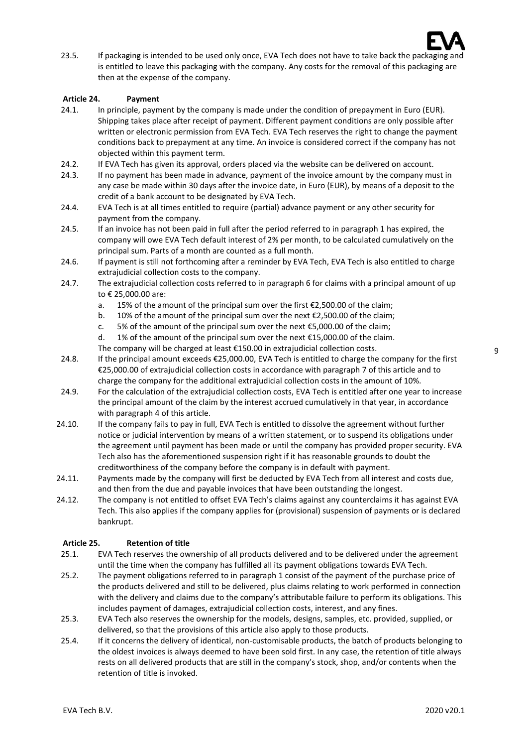23.5. If packaging is intended to be used only once, EVA Tech does not have to take back the packaging and is entitled to leave this packaging with the company. Any costs for the removal of this packaging are then at the expense of the company.

**Article 24. Payment**

24.1. In principle, payment by the company is made under the condition of prepayment in Euro (EUR). Shipping takes place after receipt of payment. Different payment conditions are only possible after written or electronic permission from EVA Tech. EVA Tech reserves the right to change the payment conditions back to prepayment at any time. An invoice is considered correct if the company has not objected within this payment term.

24.2. If EVA Tech has given its approval, orders placed via the website can be delivered on account.

24.3. If no payment has been made in advance, payment of the invoice amount by the company must in any case be made within 30 days after the invoice date, in Euro (EUR), by means of a deposit to the credit of a bank account to be designated by EVA Tech.

24.4. EVA Tech is at all times entitled to require (partial) advance payment or any other security for payment from the company.

24.5. If an invoice has not been paid in full after the period referred to in paragraph 1 has expired, the company will owe EVA Tech default interest of 2% per month, to be calculated cumulatively on the principal sum. Parts of a month are counted as a full month.

24.6. If payment is still not forthcoming after a reminder by EVA Tech, EVA Tech is also entitled to charge extrajudicial collection costs to the company.

24.7. The extrajudicial collection costs referred to in paragraph 6 for claims with a principal amount of up to € 25,000.00 are:

a. 15% of the amount of the principal sum over the first €2,500.00 of the claim;
b. 10% of the amount of the principal sum over the next €2,500.00 of the claim;
c. 5% of the amount of the principal sum over the next €5,000.00 of the claim;
d. 1% of the amount of the principal sum over the next €15,000.00 of the claim.

The company will be charged at least €150.00 in extrajudicial collection costs.

24.8. If the principal amount exceeds €25,000.00, EVA Tech is entitled to charge the company for the first €25,000.00 of extrajudicial collection costs in accordance with paragraph 7 of this article and to charge the company for the additional extrajudicial collection costs in the amount of 10%.

24.9. For the calculation of the extrajudicial collection costs, EVA Tech is entitled after one year to increase the principal amount of the claim by the interest accrued cumulatively in that year, in accordance with paragraph 4 of this article.

24.10. If the company fails to pay in full, EVA Tech is entitled to dissolve the agreement without further notice or judicial intervention by means of a written statement, or to suspend its obligations under the agreement until payment has been made or until the company has provided proper security. EVA Tech also has the aforementioned suspension right if it has reasonable grounds to doubt the creditworthiness of the company before the company is in default with payment.

24.11. Payments made by the company will first be deducted by EVA Tech from all interest and costs due, and then from the due and payable invoices that have been outstanding the longest.

24.12. The company is not entitled to offset EVA Tech's claims against any counterclaims it has against EVA Tech. This also applies if the company applies for (provisional) suspension of payments or is declared bankrupt.

**Article 25. Retention of title**

25.1. EVA Tech reserves the ownership of all products delivered and to be delivered under the agreement until the time when the company has fulfilled all its payment obligations towards EVA Tech.

25.2. The payment obligations referred to in paragraph 1 consist of the payment of the purchase price of the products delivered and still to be delivered, plus claims relating to work performed in connection with the delivery and claims due to the company's attributable failure to perform its obligations. This includes payment of damages, extrajudicial collection costs, interest, and any fines.

25.3. EVA Tech also reserves the ownership for the models, designs, samples, etc. provided, supplied, or delivered, so that the provisions of this article also apply to those products.

25.4. If it concerns the delivery of identical, non-customisable products, the batch of products belonging to the oldest invoices is always deemed to have been sold first. In any case, the retention of title always rests on all delivered products that are still in the company's stock, shop, and/or contents when the retention of title is invoked.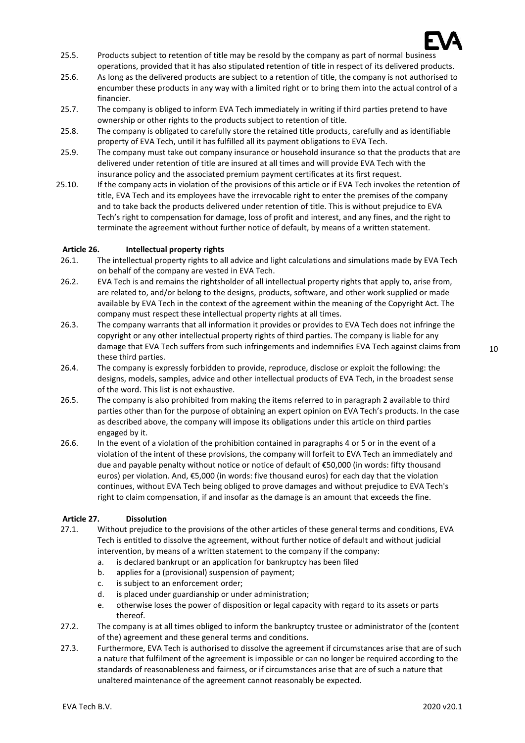25.5. Products subject to retention of title may be resold by the company as part of normal business operations, provided that it has also stipulated retention of title in respect of its delivered products.

25.6. As long as the delivered products are subject to a retention of title, the company is not authorised to encumber these products in any way with a limited right or to bring them into the actual control of a financier.

25.7. The company is obliged to inform EVA Tech immediately in writing if third parties pretend to have ownership or other rights to the products subject to retention of title.

25.8. The company is obligated to carefully store the retained title products, carefully and as identifiable property of EVA Tech, until it has fulfilled all its payment obligations to EVA Tech.

25.9. The company must take out company insurance or household insurance so that the products that are delivered under retention of title are insured at all times and will provide EVA Tech with the insurance policy and the associated premium payment certificates at its first request.

25.10. If the company acts in violation of the provisions of this article or if EVA Tech invokes the retention of title, EVA Tech and its employees have the irrevocable right to enter the premises of the company and to take back the products delivered under retention of title. This is without prejudice to EVA Tech's right to compensation for damage, loss of profit and interest, and any fines, and the right to terminate the agreement without further notice of default, by means of a written statement.

## Article 26. Intellectual property rights

26.1. The intellectual property rights to all advice and light calculations and simulations made by EVA Tech on behalf of the company are vested in EVA Tech.

26.2. EVA Tech is and remains the rightsholder of all intellectual property rights that apply to, arise from, are related to, and/or belong to the designs, products, software, and other work supplied or made available by EVA Tech in the context of the agreement within the meaning of the Copyright Act. The company must respect these intellectual property rights at all times.

26.3. The company warrants that all information it provides or provides to EVA Tech does not infringe the copyright or any other intellectual property rights of third parties. The company is liable for any damage that EVA Tech suffers from such infringements and indemnifies EVA Tech against claims from these third parties.

26.4. The company is expressly forbidden to provide, reproduce, disclose or exploit the following: the designs, models, samples, advice and other intellectual products of EVA Tech, in the broadest sense of the word. This list is not exhaustive.

26.5. The company is also prohibited from making the items referred to in paragraph 2 available to third parties other than for the purpose of obtaining an expert opinion on EVA Tech's products. In the case as described above, the company will impose its obligations under this article on third parties engaged by it.

26.6. In the event of a violation of the prohibition contained in paragraphs 4 or 5 or in the event of a violation of the intent of these provisions, the company will forfeit to EVA Tech an immediately and due and payable penalty without notice or notice of default of €50,000 (in words: fifty thousand euros) per violation. And, €5,000 (in words: five thousand euros) for each day that the violation continues, without EVA Tech being obliged to prove damages and without prejudice to EVA Tech's right to claim compensation, if and insofar as the damage is an amount that exceeds the fine.

## Article 27. Dissolution

27.1. Without prejudice to the provisions of the other articles of these general terms and conditions, EVA Tech is entitled to dissolve the agreement, without further notice of default and without judicial intervention, by means of a written statement to the company if the company:

a. is declared bankrupt or an application for bankruptcy has been filed
b. applies for a (provisional) suspension of payment;
c. is subject to an enforcement order;
d. is placed under guardianship or under administration;
e. otherwise loses the power of disposition or legal capacity with regard to its assets or parts thereof.

27.2. The company is at all times obliged to inform the bankruptcy trustee or administrator of the (content of the) agreement and these general terms and conditions.

27.3. Furthermore, EVA Tech is authorised to dissolve the agreement if circumstances arise that are of such a nature that fulfilment of the agreement is impossible or can no longer be required according to the standards of reasonableness and fairness, or if circumstances arise that are of such a nature that unaltered maintenance of the agreement cannot reasonably be expected.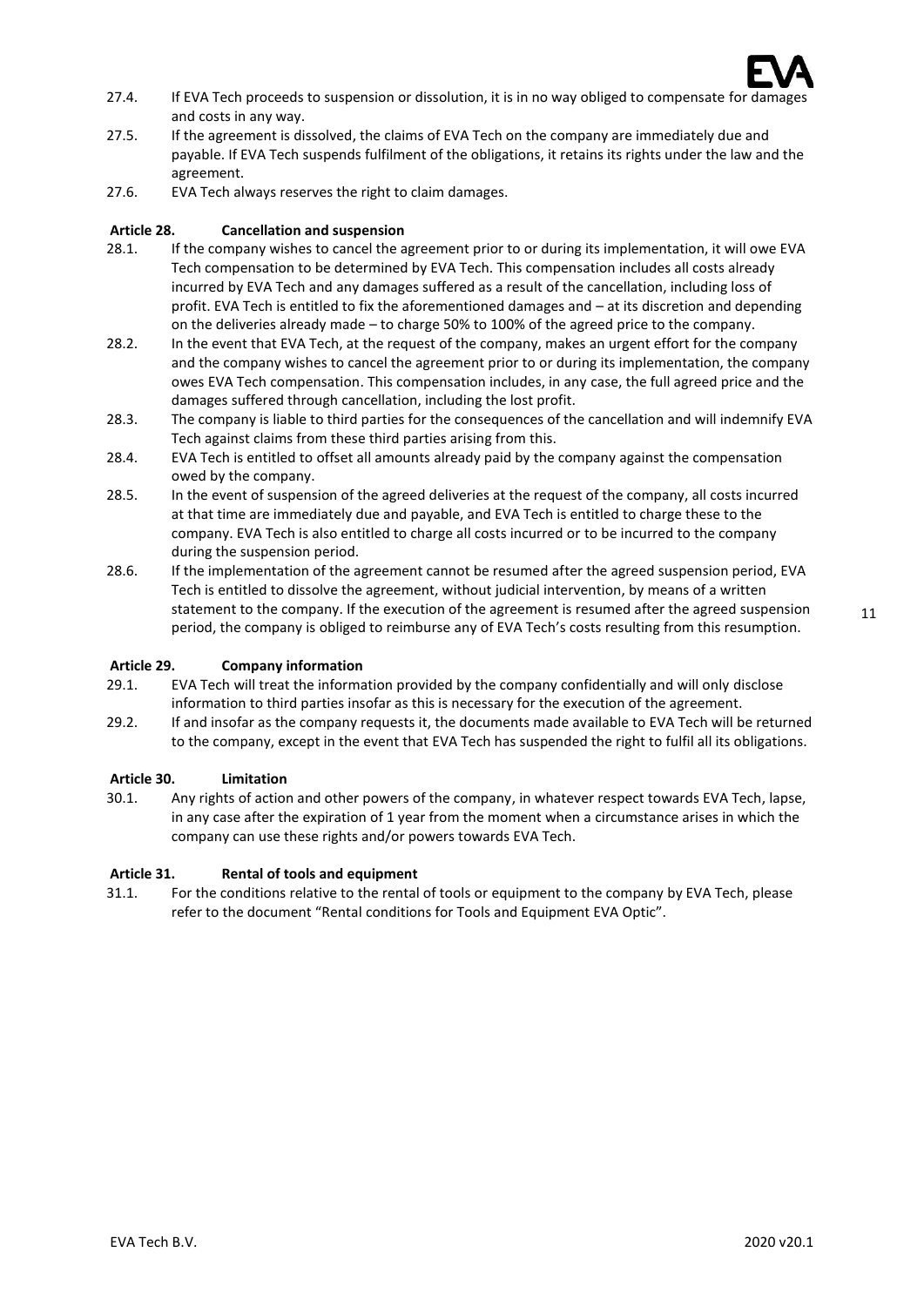27.4. If EVA Tech proceeds to suspension or dissolution, it is in no way obliged to compensate for damages and costs in any way.

27.5. If the agreement is dissolved, the claims of EVA Tech on the company are immediately due and payable. If EVA Tech suspends fulfilment of the obligations, it retains its rights under the law and the agreement.

27.6. EVA Tech always reserves the right to claim damages.

### Article 28. Cancellation and suspension

28.1. If the company wishes to cancel the agreement prior to or during its implementation, it will owe EVA Tech compensation to be determined by EVA Tech. This compensation includes all costs already incurred by EVA Tech and any damages suffered as a result of the cancellation, including loss of profit. EVA Tech is entitled to fix the aforementioned damages and – at its discretion and depending on the deliveries already made – to charge 50% to 100% of the agreed price to the company.

28.2. In the event that EVA Tech, at the request of the company, makes an urgent effort for the company and the company wishes to cancel the agreement prior to or during its implementation, the company owes EVA Tech compensation. This compensation includes, in any case, the full agreed price and the damages suffered through cancellation, including the lost profit.

28.3. The company is liable to third parties for the consequences of the cancellation and will indemnify EVA Tech against claims from these third parties arising from this.

28.4. EVA Tech is entitled to offset all amounts already paid by the company against the compensation owed by the company.

28.5. In the event of suspension of the agreed deliveries at the request of the company, all costs incurred at that time are immediately due and payable, and EVA Tech is entitled to charge these to the company. EVA Tech is also entitled to charge all costs incurred or to be incurred to the company during the suspension period.

28.6. If the implementation of the agreement cannot be resumed after the agreed suspension period, EVA Tech is entitled to dissolve the agreement, without judicial intervention, by means of a written statement to the company. If the execution of the agreement is resumed after the agreed suspension period, the company is obliged to reimburse any of EVA Tech's costs resulting from this resumption.

### Article 29. Company information

29.1. EVA Tech will treat the information provided by the company confidentially and will only disclose information to third parties insofar as this is necessary for the execution of the agreement.

29.2. If and insofar as the company requests it, the documents made available to EVA Tech will be returned to the company, except in the event that EVA Tech has suspended the right to fulfil all its obligations.

### Article 30. Limitation

30.1. Any rights of action and other powers of the company, in whatever respect towards EVA Tech, lapse, in any case after the expiration of 1 year from the moment when a circumstance arises in which the company can use these rights and/or powers towards EVA Tech.

### Article 31. Rental of tools and equipment

31.1. For the conditions relative to the rental of tools or equipment to the company by EVA Tech, please refer to the document "Rental conditions for Tools and Equipment EVA Optic".